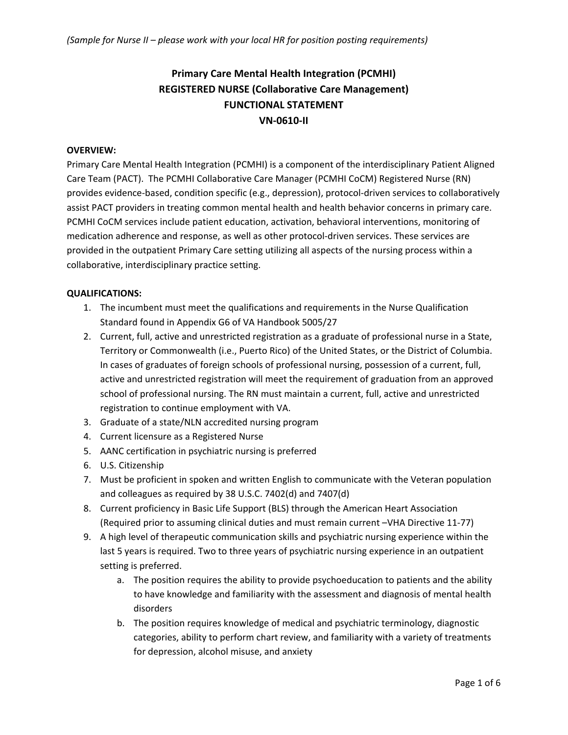*(Sample for Nurse II – please work with your local HR for position posting requirements)*

# Primary Care Mental Health Integration (PCMHI)
# REGISTERED NURSE (Collaborative Care Management)
# FUNCTIONAL STATEMENT
# VN-0610-II

**OVERVIEW:**

Primary Care Mental Health Integration (PCMHI) is a component of the interdisciplinary Patient Aligned Care Team (PACT). The PCMHI Collaborative Care Manager (PCMHI CoCM) Registered Nurse (RN) provides evidence-based, condition specific (e.g., depression), protocol-driven services to collaboratively assist PACT providers in treating common mental health and health behavior concerns in primary care. PCMHI CoCM services include patient education, activation, behavioral interventions, monitoring of medication adherence and response, as well as other protocol-driven services. These services are provided in the outpatient Primary Care setting utilizing all aspects of the nursing process within a collaborative, interdisciplinary practice setting.

**QUALIFICATIONS:**

1. The incumbent must meet the qualifications and requirements in the Nurse Qualification Standard found in Appendix G6 of VA Handbook 5005/27
2. Current, full, active and unrestricted registration as a graduate of professional nurse in a State, Territory or Commonwealth (i.e., Puerto Rico) of the United States, or the District of Columbia. In cases of graduates of foreign schools of professional nursing, possession of a current, full, active and unrestricted registration will meet the requirement of graduation from an approved school of professional nursing. The RN must maintain a current, full, active and unrestricted registration to continue employment with VA.
3. Graduate of a state/NLN accredited nursing program
4. Current licensure as a Registered Nurse
5. AANC certification in psychiatric nursing is preferred
6. U.S. Citizenship
7. Must be proficient in spoken and written English to communicate with the Veteran population and colleagues as required by 38 U.S.C. 7402(d) and 7407(d)
8. Current proficiency in Basic Life Support (BLS) through the American Heart Association (Required prior to assuming clinical duties and must remain current –VHA Directive 11-77)
9. A high level of therapeutic communication skills and psychiatric nursing experience within the last 5 years is required. Two to three years of psychiatric nursing experience in an outpatient setting is preferred.
   a. The position requires the ability to provide psychoeducation to patients and the ability to have knowledge and familiarity with the assessment and diagnosis of mental health disorders
   b. The position requires knowledge of medical and psychiatric terminology, diagnostic categories, ability to perform chart review, and familiarity with a variety of treatments for depression, alcohol misuse, and anxiety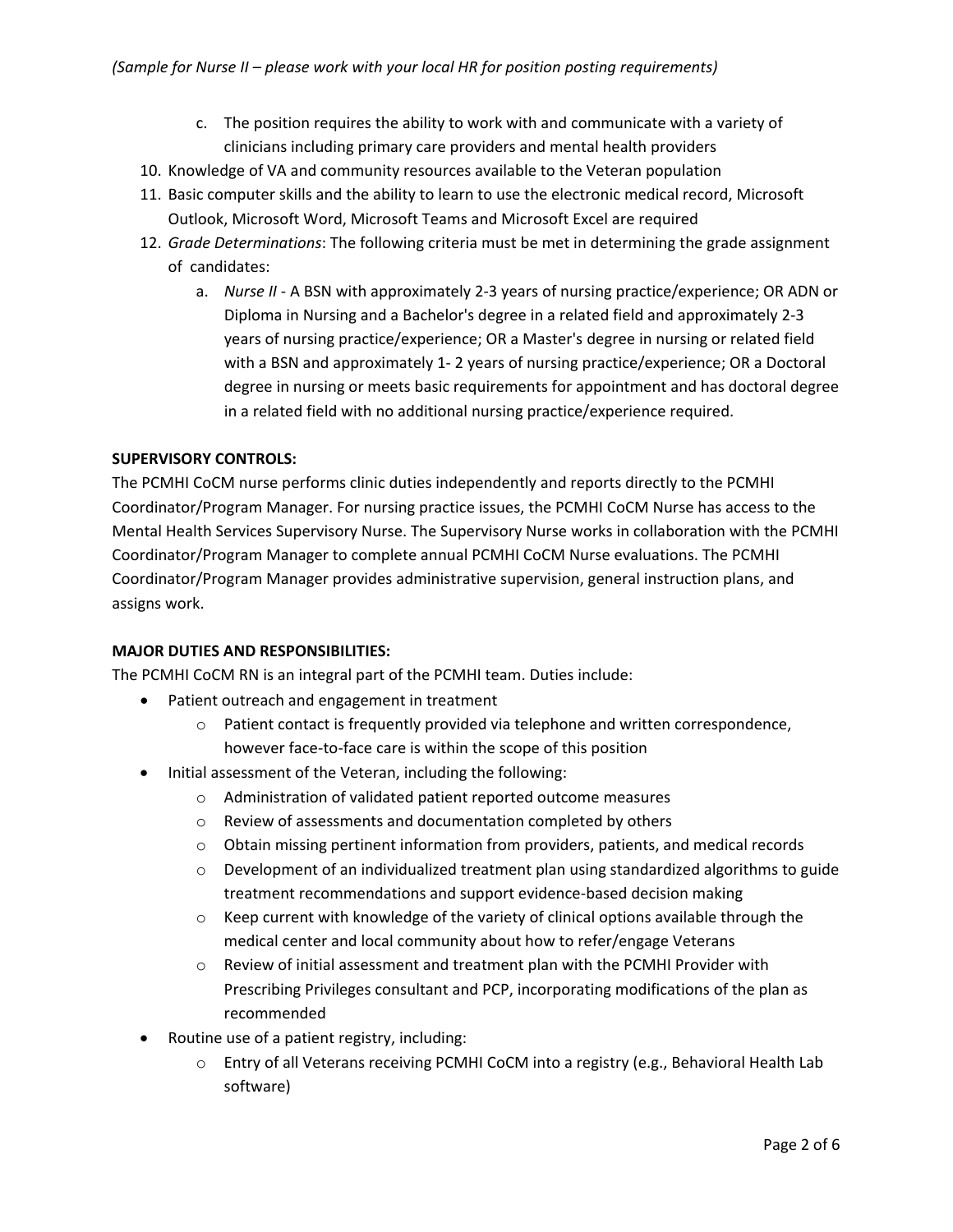*(Sample for Nurse II – please work with your local HR for position posting requirements)*

c. The position requires the ability to work with and communicate with a variety of clinicians including primary care providers and mental health providers

10. Knowledge of VA and community resources available to the Veteran population
11. Basic computer skills and the ability to learn to use the electronic medical record, Microsoft Outlook, Microsoft Word, Microsoft Teams and Microsoft Excel are required
12. *Grade Determinations*: The following criteria must be met in determining the grade assignment of candidates:
    a. *Nurse II* - A BSN with approximately 2-3 years of nursing practice/experience; OR ADN or Diploma in Nursing and a Bachelor's degree in a related field and approximately 2-3 years of nursing practice/experience; OR a Master's degree in nursing or related field with a BSN and approximately 1- 2 years of nursing practice/experience; OR a Doctoral degree in nursing or meets basic requirements for appointment and has doctoral degree in a related field with no additional nursing practice/experience required.

**SUPERVISORY CONTROLS:**

The PCMHI CoCM nurse performs clinic duties independently and reports directly to the PCMHI Coordinator/Program Manager. For nursing practice issues, the PCMHI CoCM Nurse has access to the Mental Health Services Supervisory Nurse. The Supervisory Nurse works in collaboration with the PCMHI Coordinator/Program Manager to complete annual PCMHI CoCM Nurse evaluations. The PCMHI Coordinator/Program Manager provides administrative supervision, general instruction plans, and assigns work.

**MAJOR DUTIES AND RESPONSIBILITIES:**

The PCMHI CoCM RN is an integral part of the PCMHI team. Duties include:

- Patient outreach and engagement in treatment
    - Patient contact is frequently provided via telephone and written correspondence, however face-to-face care is within the scope of this position
- Initial assessment of the Veteran, including the following:
    - Administration of validated patient reported outcome measures
    - Review of assessments and documentation completed by others
    - Obtain missing pertinent information from providers, patients, and medical records
    - Development of an individualized treatment plan using standardized algorithms to guide treatment recommendations and support evidence-based decision making
    - Keep current with knowledge of the variety of clinical options available through the medical center and local community about how to refer/engage Veterans
    - Review of initial assessment and treatment plan with the PCMHI Provider with Prescribing Privileges consultant and PCP, incorporating modifications of the plan as recommended
- Routine use of a patient registry, including:
    - Entry of all Veterans receiving PCMHI CoCM into a registry (e.g., Behavioral Health Lab software)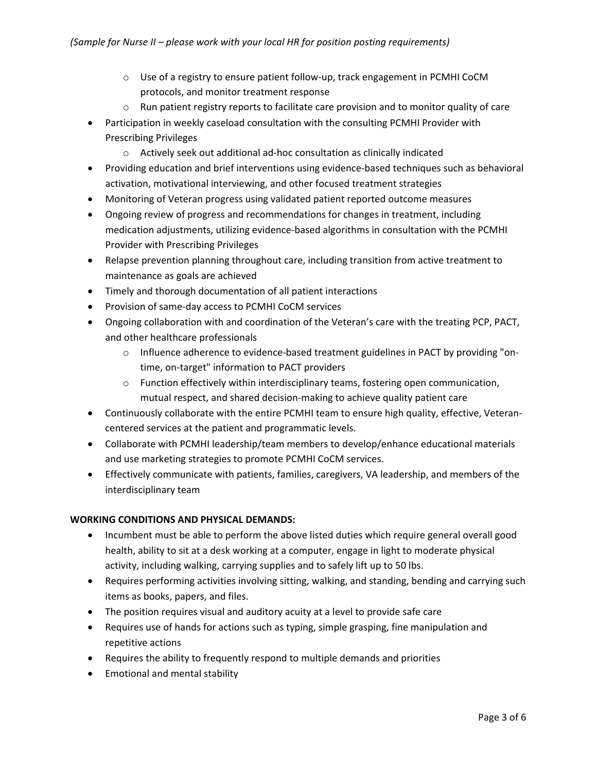*(Sample for Nurse II – please work with your local HR for position posting requirements)*

    - Use of a registry to ensure patient follow-up, track engagement in PCMHI CoCM protocols, and monitor treatment response
    - Run patient registry reports to facilitate care provision and to monitor quality of care
- Participation in weekly caseload consultation with the consulting PCMHI Provider with Prescribing Privileges
    - Actively seek out additional ad-hoc consultation as clinically indicated
- Providing education and brief interventions using evidence-based techniques such as behavioral activation, motivational interviewing, and other focused treatment strategies
- Monitoring of Veteran progress using validated patient reported outcome measures
- Ongoing review of progress and recommendations for changes in treatment, including medication adjustments, utilizing evidence-based algorithms in consultation with the PCMHI Provider with Prescribing Privileges
- Relapse prevention planning throughout care, including transition from active treatment to maintenance as goals are achieved
- Timely and thorough documentation of all patient interactions
- Provision of same-day access to PCMHI CoCM services
- Ongoing collaboration with and coordination of the Veteran's care with the treating PCP, PACT, and other healthcare professionals
    - Influence adherence to evidence-based treatment guidelines in PACT by providing "on-time, on-target" information to PACT providers
    - Function effectively within interdisciplinary teams, fostering open communication, mutual respect, and shared decision-making to achieve quality patient care
- Continuously collaborate with the entire PCMHI team to ensure high quality, effective, Veteran-centered services at the patient and programmatic levels.
- Collaborate with PCMHI leadership/team members to develop/enhance educational materials and use marketing strategies to promote PCMHI CoCM services.
- Effectively communicate with patients, families, caregivers, VA leadership, and members of the interdisciplinary team

**WORKING CONDITIONS AND PHYSICAL DEMANDS:**

- Incumbent must be able to perform the above listed duties which require general overall good health, ability to sit at a desk working at a computer, engage in light to moderate physical activity, including walking, carrying supplies and to safely lift up to 50 lbs.
- Requires performing activities involving sitting, walking, and standing, bending and carrying such items as books, papers, and files.
- The position requires visual and auditory acuity at a level to provide safe care
- Requires use of hands for actions such as typing, simple grasping, fine manipulation and repetitive actions
- Requires the ability to frequently respond to multiple demands and priorities
- Emotional and mental stability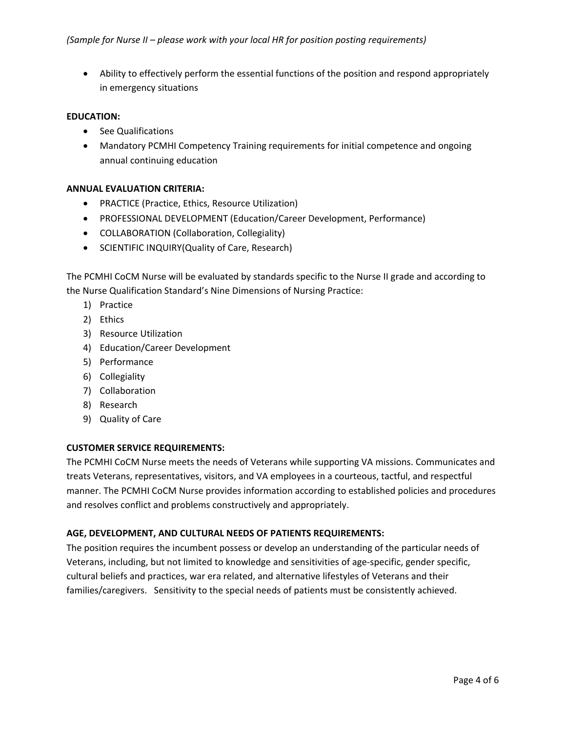- Ability to effectively perform the essential functions of the position and respond appropriately in emergency situations

**EDUCATION:**

- See Qualifications
- Mandatory PCMHI Competency Training requirements for initial competence and ongoing annual continuing education

**ANNUAL EVALUATION CRITERIA:**

- PRACTICE (Practice, Ethics, Resource Utilization)
- PROFESSIONAL DEVELOPMENT (Education/Career Development, Performance)
- COLLABORATION (Collaboration, Collegiality)
- SCIENTIFIC INQUIRY(Quality of Care, Research)

The PCMHI CoCM Nurse will be evaluated by standards specific to the Nurse II grade and according to the Nurse Qualification Standard's Nine Dimensions of Nursing Practice:

1) Practice
2) Ethics
3) Resource Utilization
4) Education/Career Development
5) Performance
6) Collegiality
7) Collaboration
8) Research
9) Quality of Care

**CUSTOMER SERVICE REQUIREMENTS:**

The PCMHI CoCM Nurse meets the needs of Veterans while supporting VA missions. Communicates and treats Veterans, representatives, visitors, and VA employees in a courteous, tactful, and respectful manner. The PCMHI CoCM Nurse provides information according to established policies and procedures and resolves conflict and problems constructively and appropriately.

**AGE, DEVELOPMENT, AND CULTURAL NEEDS OF PATIENTS REQUIREMENTS:**

The position requires the incumbent possess or develop an understanding of the particular needs of Veterans, including, but not limited to knowledge and sensitivities of age-specific, gender specific, cultural beliefs and practices, war era related, and alternative lifestyles of Veterans and their families/caregivers. Sensitivity to the special needs of patients must be consistently achieved.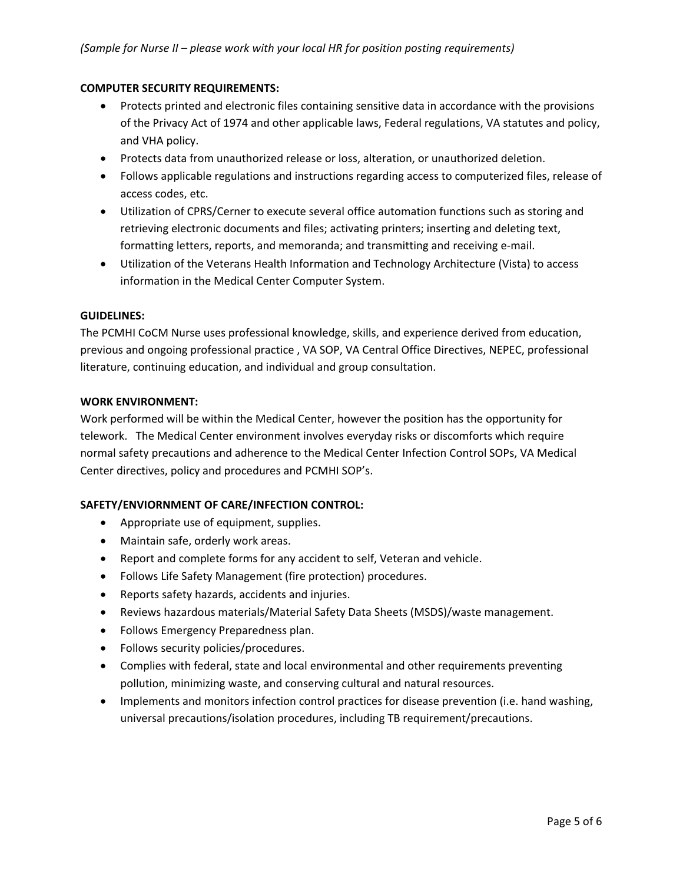*(Sample for Nurse II – please work with your local HR for position posting requirements)*

**COMPUTER SECURITY REQUIREMENTS:**

- Protects printed and electronic files containing sensitive data in accordance with the provisions of the Privacy Act of 1974 and other applicable laws, Federal regulations, VA statutes and policy, and VHA policy.
- Protects data from unauthorized release or loss, alteration, or unauthorized deletion.
- Follows applicable regulations and instructions regarding access to computerized files, release of access codes, etc.
- Utilization of CPRS/Cerner to execute several office automation functions such as storing and retrieving electronic documents and files; activating printers; inserting and deleting text, formatting letters, reports, and memoranda; and transmitting and receiving e-mail.
- Utilization of the Veterans Health Information and Technology Architecture (Vista) to access information in the Medical Center Computer System.

**GUIDELINES:**

The PCMHI CoCM Nurse uses professional knowledge, skills, and experience derived from education, previous and ongoing professional practice , VA SOP, VA Central Office Directives, NEPEC, professional literature, continuing education, and individual and group consultation.

**WORK ENVIRONMENT:**

Work performed will be within the Medical Center, however the position has the opportunity for telework. The Medical Center environment involves everyday risks or discomforts which require normal safety precautions and adherence to the Medical Center Infection Control SOPs, VA Medical Center directives, policy and procedures and PCMHI SOP's.

**SAFETY/ENVIORNMENT OF CARE/INFECTION CONTROL:**

- Appropriate use of equipment, supplies.
- Maintain safe, orderly work areas.
- Report and complete forms for any accident to self, Veteran and vehicle.
- Follows Life Safety Management (fire protection) procedures.
- Reports safety hazards, accidents and injuries.
- Reviews hazardous materials/Material Safety Data Sheets (MSDS)/waste management.
- Follows Emergency Preparedness plan.
- Follows security policies/procedures.
- Complies with federal, state and local environmental and other requirements preventing pollution, minimizing waste, and conserving cultural and natural resources.
- Implements and monitors infection control practices for disease prevention (i.e. hand washing, universal precautions/isolation procedures, including TB requirement/precautions.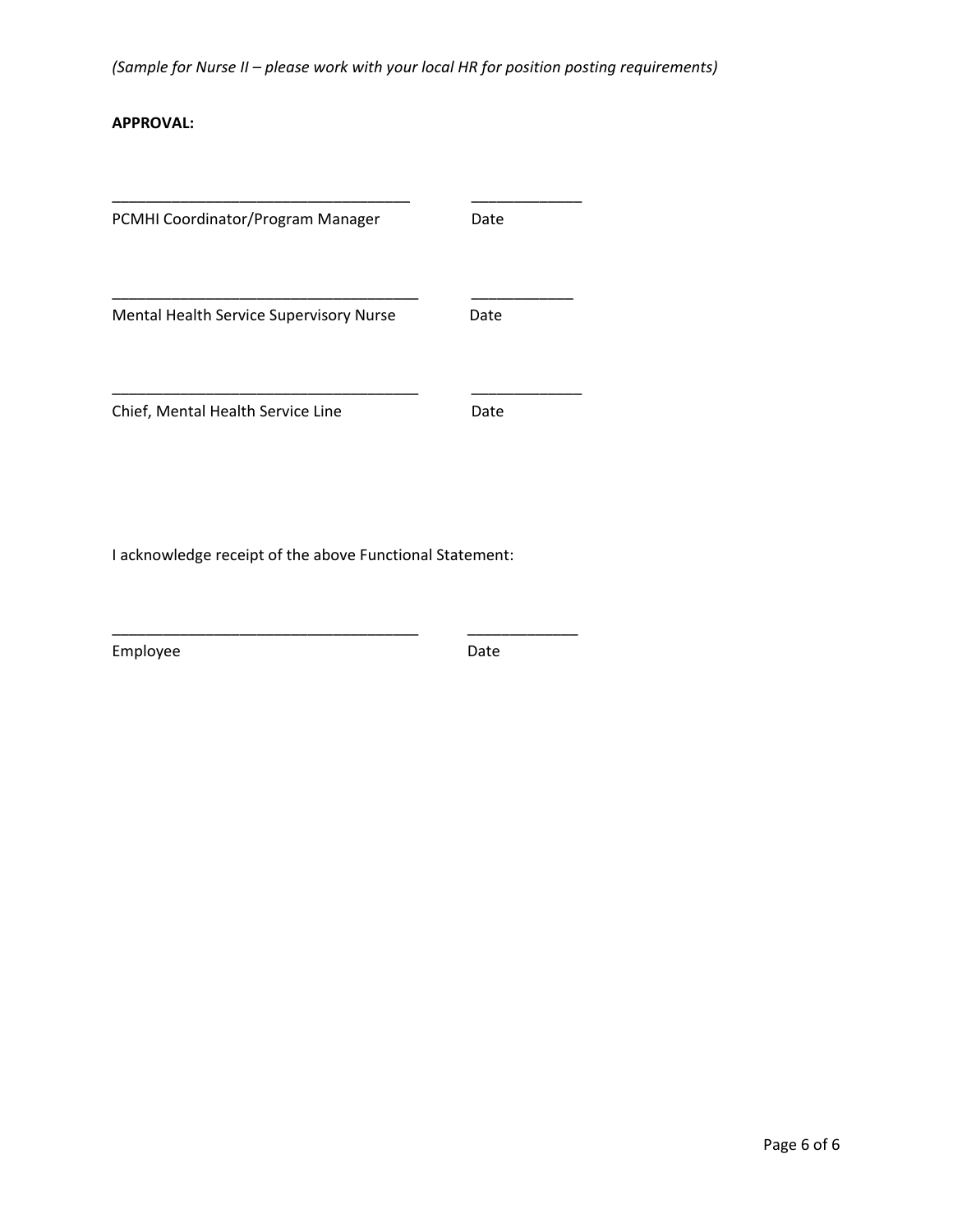*(Sample for Nurse II – please work with your local HR for position posting requirements)*

**APPROVAL:**

___________________________________ _____________
PCMHI Coordinator/Program Manager Date

____________________________________ ____________
Mental Health Service Supervisory Nurse Date

____________________________________ _____________
Chief, Mental Health Service Line Date

I acknowledge receipt of the above Functional Statement:

____________________________________ _____________
Employee Date